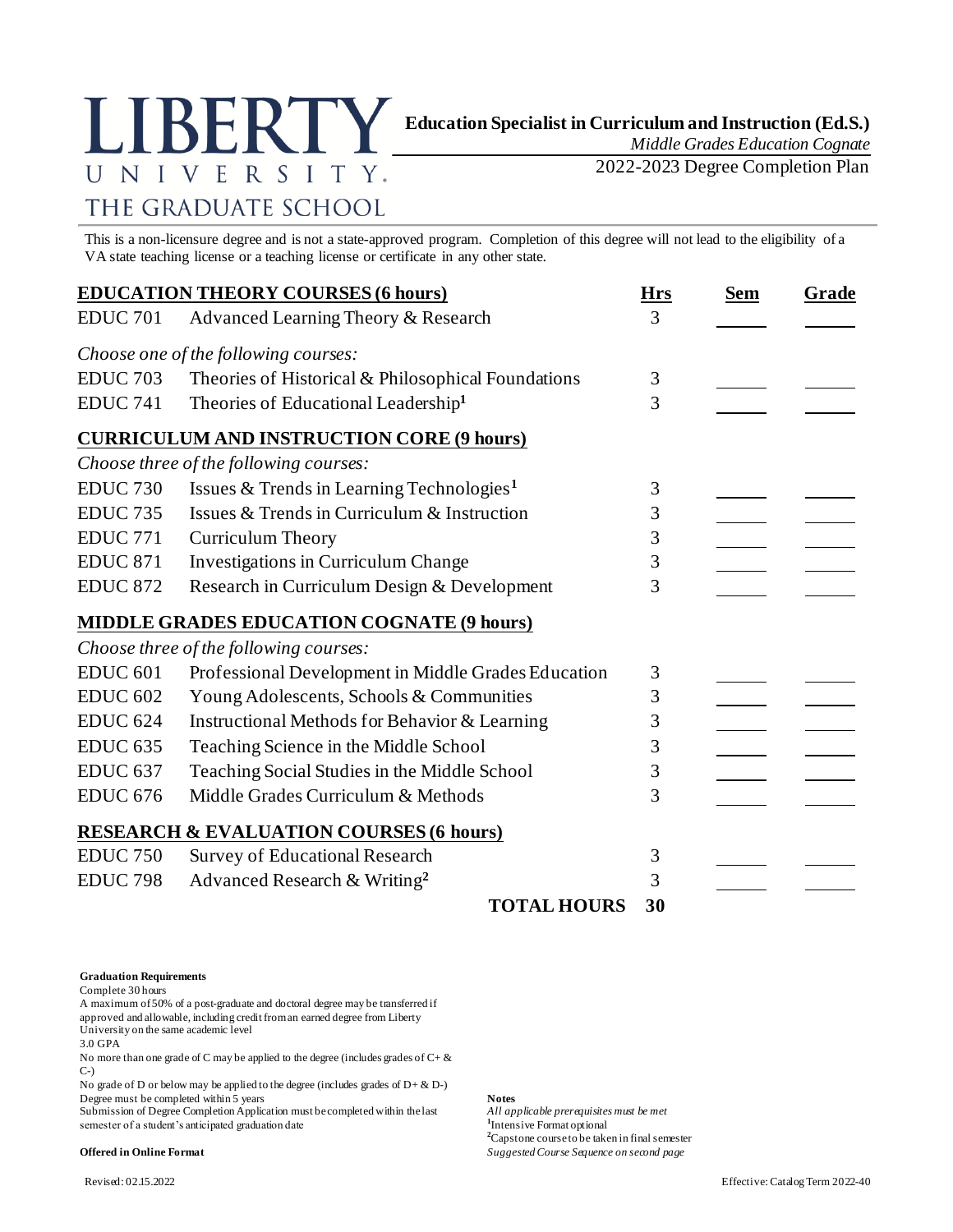# LIBERTY UNIVERSITY
## THE GRADUATE SCHOOL

**Education Specialist in Curriculum and Instruction (Ed.S.)**
*Middle Grades Education Cognate*
2022-2023 Degree Completion Plan

This is a non-licensure degree and is not a state-approved program. Completion of this degree will not lead to the eligibility of a VA state teaching license or a teaching license or certificate in any other state.

| **EDUCATION THEORY COURSES (6 hours)** | | **Hrs** | **Sem** | **Grade** |
|---|---|---|---|---|
| EDUC 701 | Advanced Learning Theory & Research | 3 | | |
| *Choose one of the following courses:* | | | | |
| EDUC 703 | Theories of Historical & Philosophical Foundations | 3 | | |
| EDUC 741 | Theories of Educational Leadership[1] | 3 | | |
| **CURRICULUM AND INSTRUCTION CORE (9 hours)** | | | | |
| *Choose three of the following courses:* | | | | |
| EDUC 730 | Issues & Trends in Learning Technologies[1] | 3 | | |
| EDUC 735 | Issues & Trends in Curriculum & Instruction | 3 | | |
| EDUC 771 | Curriculum Theory | 3 | | |
| EDUC 871 | Investigations in Curriculum Change | 3 | | |
| EDUC 872 | Research in Curriculum Design & Development | 3 | | |
| **MIDDLE GRADES EDUCATION COGNATE (9 hours)** | | | | |
| *Choose three of the following courses:* | | | | |
| EDUC 601 | Professional Development in Middle Grades Education | 3 | | |
| EDUC 602 | Young Adolescents, Schools & Communities | 3 | | |
| EDUC 624 | Instructional Methods for Behavior & Learning | 3 | | |
| EDUC 635 | Teaching Science in the Middle School | 3 | | |
| EDUC 637 | Teaching Social Studies in the Middle School | 3 | | |
| EDUC 676 | Middle Grades Curriculum & Methods | 3 | | |
| **RESEARCH & EVALUATION COURSES (6 hours)** | | | | |
| EDUC 750 | Survey of Educational Research | 3 | | |
| EDUC 798 | Advanced Research & Writing[2] | 3 | | |
| | **TOTAL HOURS** | **30** | | |

**Graduation Requirements**
Complete 30 hours
A maximum of 50% of a post-graduate and doctoral degree may be transferred if approved and allowable, including credit from an earned degree from Liberty University on the same academic level
3.0 GPA
No more than one grade of C may be applied to the degree (includes grades of C+ & C-)
No grade of D or below may be applied to the degree (includes grades of D+ & D-)
Degree must be completed within 5 years
Submission of Degree Completion Application must be completed within the last semester of a student's anticipated graduation date

**Offered in Online Format**

**Notes**
*All applicable prerequisites must be met*
[1]Intensive Format optional
[2]Capstone course to be taken in final semester
*Suggested Course Sequence on second page*

Revised: 02.15.2022
Effective: Catalog Term 2022-40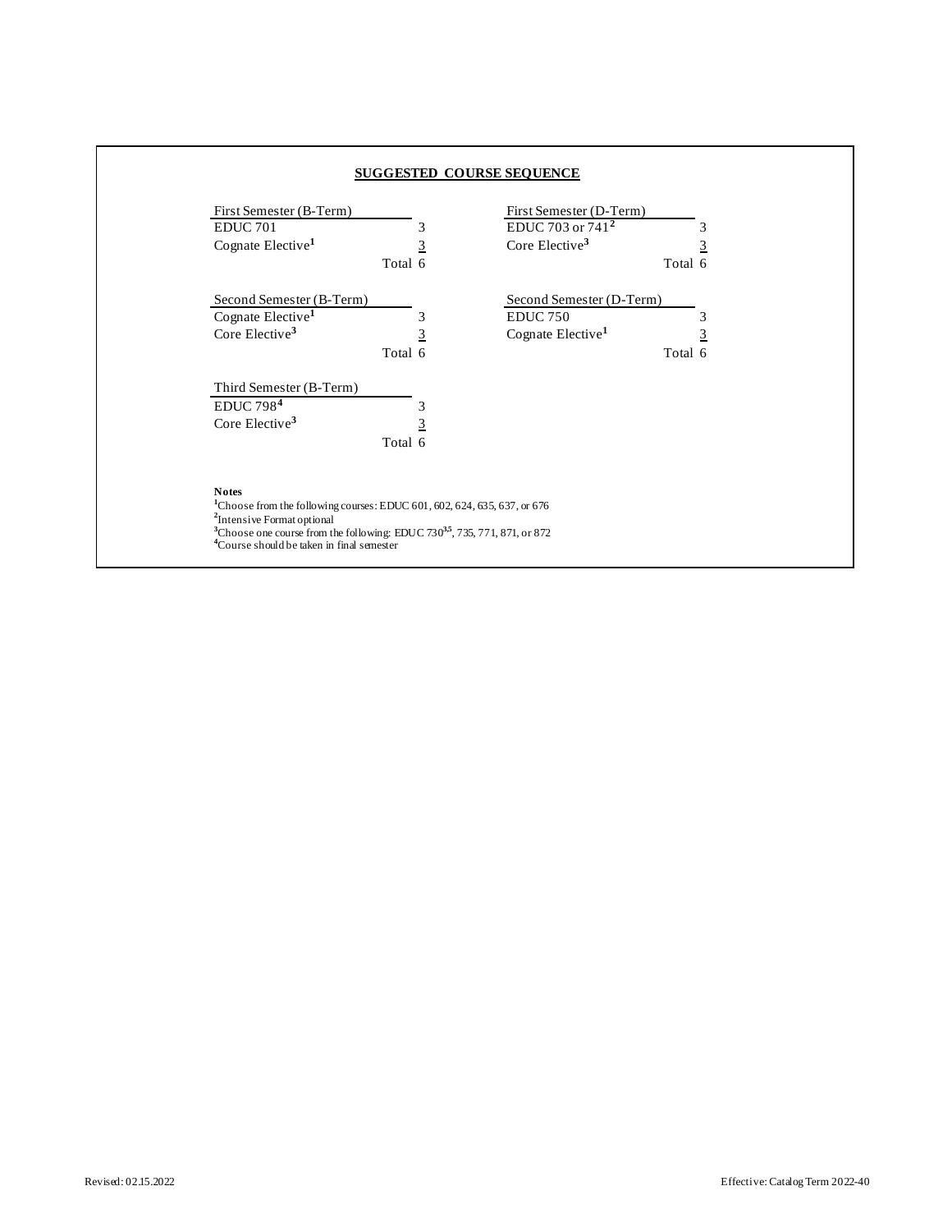## SUGGESTED COURSE SEQUENCE

| First Semester (B-Term) | |
|---|---|
| EDUC 701 | 3 |
| Cognate Elective[1] | 3 |
| Total | 6 |

| First Semester (D-Term) | |
|---|---|
| EDUC 703 or 741[2] | 3 |
| Core Elective[3] | 3 |
| Total | 6 |

| Second Semester (B-Term) | |
|---|---|
| Cognate Elective[1] | 3 |
| Core Elective[3] | 3 |
| Total | 6 |

| Second Semester (D-Term) | |
|---|---|
| EDUC 750 | 3 |
| Cognate Elective[1] | 3 |
| Total | 6 |

| Third Semester (B-Term) | |
|---|---|
| EDUC 798[4] | 3 |
| Core Elective[3] | 3 |
| Total | 6 |

**Notes**

[1]Choose from the following courses: EDUC 601, 602, 624, 635, 637, or 676

[2]Intensive Format optional

[3]Choose one course from the following: EDUC 730[3,5], 735, 771, 871, or 872

[4]Course should be taken in final semester